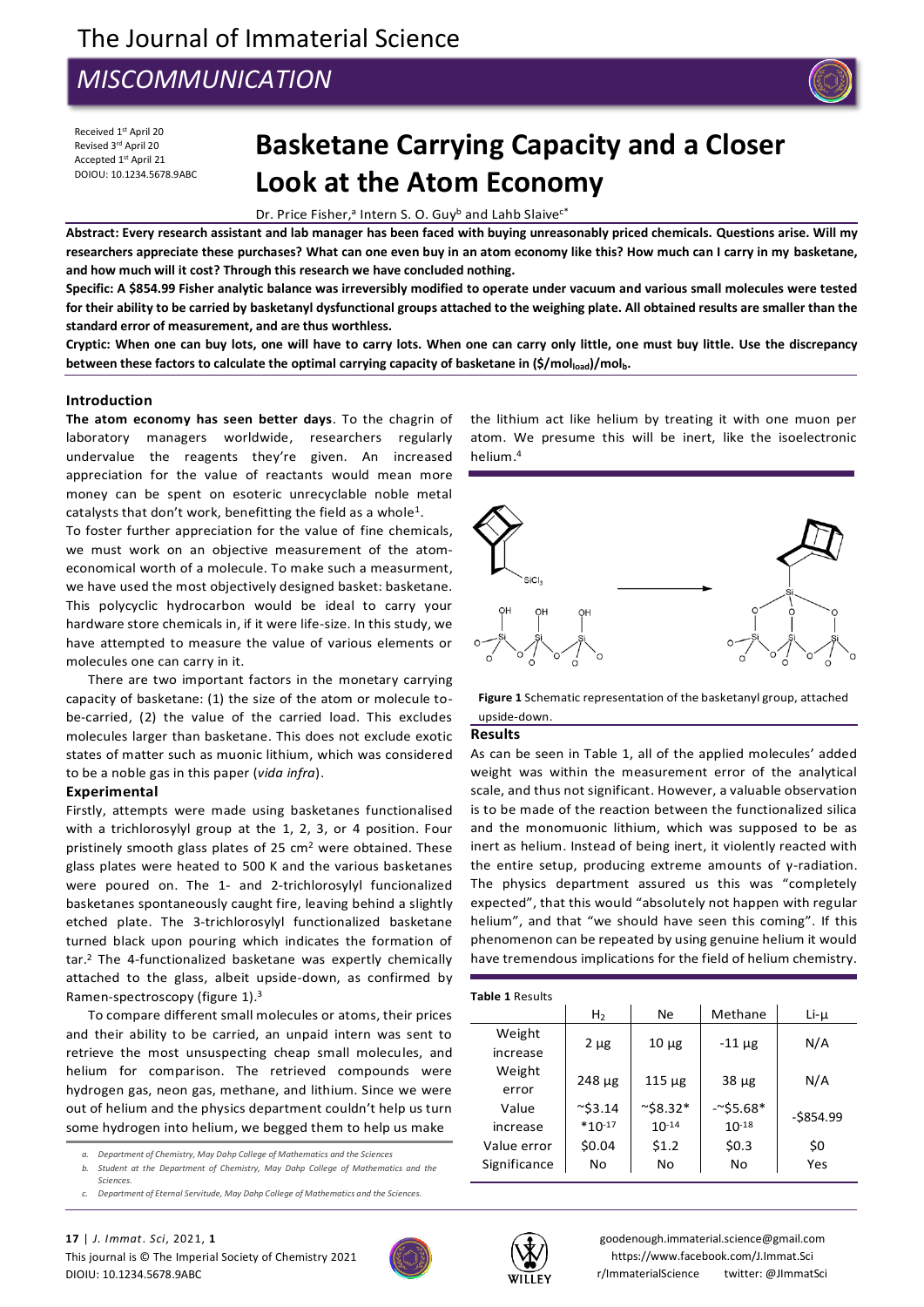# The Journal of Immaterial Science

## *MISCOMMUNICATION*

Received 1st April 20
Revised 3rd April 20
Accepted 1st April 21
DOIOU: 10.1234.5678.9ABC

# Basketane Carrying Capacity and a Closer Look at the Atom Economy

Dr. Price Fisher,[a] Intern S. O. Guy[b] and Lahb Slaive[c*]

**Abstract: Every research assistant and lab manager has been faced with buying unreasonably priced chemicals. Questions arise. Will my researchers appreciate these purchases? What can one even buy in an atom economy like this? How much can I carry in my basketane, and how much will it cost? Through this research we have concluded nothing.**

**Specific: A $854.99 Fisher analytic balance was irreversibly modified to operate under vacuum and various small molecules were tested for their ability to be carried by basketanyl dysfunctional groups attached to the weighing plate. All obtained results are smaller than the standard error of measurement, and are thus worthless.**

**Cryptic: When one can buy lots, one will have to carry lots. When one can carry only little, one must buy little. Use the discrepancy between these factors to calculate the optimal carrying capacity of basketane in ($/mol$_{load}$)/mol$_b$.**

## Introduction

**The atom economy has seen better days**. To the chagrin of laboratory managers worldwide, researchers regularly undervalue the reagents they're given. An increased appreciation for the value of reactants would mean more money can be spent on esoteric unrecyclable noble metal catalysts that don't work, benefitting the field as a whole[1].

To foster further appreciation for the value of fine chemicals, we must work on an objective measurement of the atom-economical worth of a molecule. To make such a measurment, we have used the most objectively designed basket: basketane. This polycyclic hydrocarbon would be ideal to carry your hardware store chemicals in, if it were life-size. In this study, we have attempted to measure the value of various elements or molecules one can carry in it.

There are two important factors in the monetary carrying capacity of basketane: (1) the size of the atom or molecule to-be-carried, (2) the value of the carried load. This excludes molecules larger than basketane. This does not exclude exotic states of matter such as muonic lithium, which was considered to be a noble gas in this paper (*vida infra*).

## Experimental

Firstly, attempts were made using basketanes functionalised with a trichlorosylyl group at the 1, 2, 3, or 4 position. Four pristinely smooth glass plates of 25 cm$^2$ were obtained. These glass plates were heated to 500 K and the various basketanes were poured on. The 1- and 2-trichlorosylyl funcionalized basketanes spontaneously caught fire, leaving behind a slightly etched plate. The 3-trichlorosylyl functionalized basketane turned black upon pouring which indicates the formation of tar.[2] The 4-functionalized basketane was expertly chemically attached to the glass, albeit upside-down, as confirmed by Ramen-spectroscopy (figure 1).[3]

To compare different small molecules or atoms, their prices and their ability to be carried, an unpaid intern was sent to retrieve the most unsuspecting cheap small molecules, and helium for comparison. The retrieved compounds were hydrogen gas, neon gas, methane, and lithium. Since we were out of helium and the physics department couldn't help us turn some hydrogen into helium, we begged them to help us make the lithium act like helium by treating it with one muon per atom. We presume this will be inert, like the isoelectronic helium.[4]

**Figure 1** Schematic representation of the basketanyl group, attached upside-down.

## Results

As can be seen in Table 1, all of the applied molecules' added weight was within the measurement error of the analytical scale, and thus not significant. However, a valuable observation is to be made of the reaction between the functionalized silica and the monomuonic lithium, which was supposed to be as inert as helium. Instead of being inert, it violently reacted with the entire setup, producing extreme amounts of γ-radiation. The physics department assured us this was "completely expected", that this would "absolutely not happen with regular helium", and that "we should have seen this coming". If this phenomenon can be repeated by using genuine helium it would have tremendous implications for the field of helium chemistry.

**Table 1** Results

| | $H_2$ | Ne | Methane | Li-μ |
|---|---|---|---|---|
| Weight increase | 2 μg | 10 μg | -11 μg | N/A |
| Weight error | 248 μg | 115 μg | 38 μg | N/A |
| Value increase | ~$3.14 *10$^{-17}$ | ~$8.32* 10$^{-14}$ | -~$5.68* 10$^{-18}$ | -$854.99 |
| Value error | $0.04 | $1.2 | $0.3 | $0 |
| Significance | No | No | No | Yes |

*a. Department of Chemistry, May Dahp College of Mathematics and the Sciences*
*b. Student at the Department of Chemistry, May Dahp College of Mathematics and the Sciences.*
*c. Department of Eternal Servitude, May Dahp College of Mathematics and the Sciences.*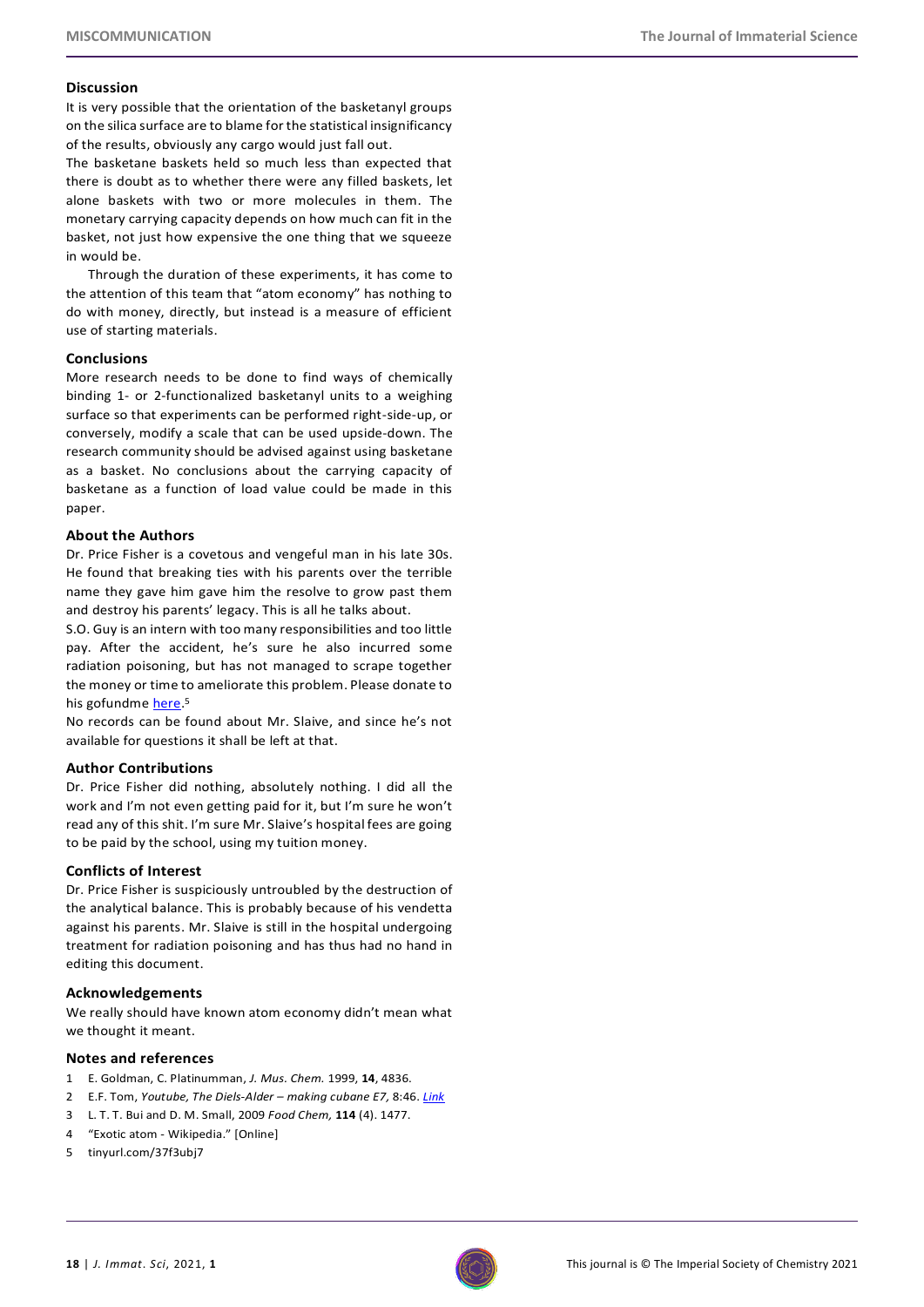## Discussion

It is very possible that the orientation of the basketanyl groups on the silica surface are to blame for the statistical insignificancy of the results, obviously any cargo would just fall out.

The basketane baskets held so much less than expected that there is doubt as to whether there were any filled baskets, let alone baskets with two or more molecules in them. The monetary carrying capacity depends on how much can fit in the basket, not just how expensive the one thing that we squeeze in would be.

Through the duration of these experiments, it has come to the attention of this team that "atom economy" has nothing to do with money, directly, but instead is a measure of efficient use of starting materials.

## Conclusions

More research needs to be done to find ways of chemically binding 1- or 2-functionalized basketanyl units to a weighing surface so that experiments can be performed right-side-up, or conversely, modify a scale that can be used upside-down. The research community should be advised against using basketane as a basket. No conclusions about the carrying capacity of basketane as a function of load value could be made in this paper.

## About the Authors

Dr. Price Fisher is a covetous and vengeful man in his late 30s. He found that breaking ties with his parents over the terrible name they gave him gave him the resolve to grow past them and destroy his parents' legacy. This is all he talks about.

S.O. Guy is an intern with too many responsibilities and too little pay. After the accident, he's sure he also incurred some radiation poisoning, but has not managed to scrape together the money or time to ameliorate this problem. Please donate to his gofundme [here](tinyurl.com/37f3ubj7).[5]

No records can be found about Mr. Slaive, and since he's not available for questions it shall be left at that.

## Author Contributions

Dr. Price Fisher did nothing, absolutely nothing. I did all the work and I'm not even getting paid for it, but I'm sure he won't read any of this shit. I'm sure Mr. Slaive's hospital fees are going to be paid by the school, using my tuition money.

## Conflicts of Interest

Dr. Price Fisher is suspiciously untroubled by the destruction of the analytical balance. This is probably because of his vendetta against his parents. Mr. Slaive is still in the hospital undergoing treatment for radiation poisoning and has thus had no hand in editing this document.

## Acknowledgements

We really should have known atom economy didn't mean what we thought it meant.

## Notes and references

1. E. Goldman, C. Platinumman, *J. Mus. Chem.* 1999, **14**, 4836.
2. E.F. Tom, *Youtube, The Diels-Alder – making cubane E7,* 8:46. *Link*
3. L. T. T. Bui and D. M. Small, 2009 *Food Chem,* **114** (4). 1477.
4. "Exotic atom - Wikipedia." [Online]
5. tinyurl.com/37f3ubj7